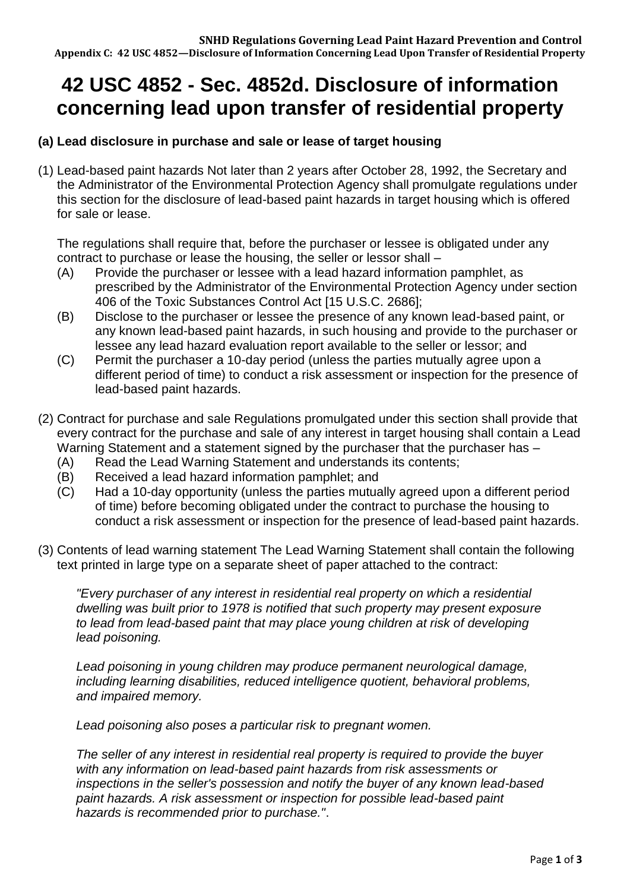# 42 USC 4852 - Sec. 4852d. Disclosure of information concerning lead upon transfer of residential property

### (a) Lead disclosure in purchase and sale or lease of target housing

(1) Lead-based paint hazards Not later than 2 years after October 28, 1992, the Secretary and the Administrator of the Environmental Protection Agency shall promulgate regulations under this section for the disclosure of lead-based paint hazards in target housing which is offered for sale or lease.

The regulations shall require that, before the purchaser or lessee is obligated under any contract to purchase or lease the housing, the seller or lessor shall –

- (A) Provide the purchaser or lessee with a lead hazard information pamphlet, as prescribed by the Administrator of the Environmental Protection Agency under section 406 of the Toxic Substances Control Act [15 U.S.C. 2686];
- (B) Disclose to the purchaser or lessee the presence of any known lead-based paint, or any known lead-based paint hazards, in such housing and provide to the purchaser or lessee any lead hazard evaluation report available to the seller or lessor; and
- (C) Permit the purchaser a 10-day period (unless the parties mutually agree upon a different period of time) to conduct a risk assessment or inspection for the presence of lead-based paint hazards.

(2) Contract for purchase and sale Regulations promulgated under this section shall provide that every contract for the purchase and sale of any interest in target housing shall contain a Lead Warning Statement and a statement signed by the purchaser that the purchaser has –

- (A) Read the Lead Warning Statement and understands its contents;
- (B) Received a lead hazard information pamphlet; and
- (C) Had a 10-day opportunity (unless the parties mutually agreed upon a different period of time) before becoming obligated under the contract to purchase the housing to conduct a risk assessment or inspection for the presence of lead-based paint hazards.

(3) Contents of lead warning statement The Lead Warning Statement shall contain the following text printed in large type on a separate sheet of paper attached to the contract:

> *"Every purchaser of any interest in residential real property on which a residential dwelling was built prior to 1978 is notified that such property may present exposure to lead from lead-based paint that may place young children at risk of developing lead poisoning.*
>
> *Lead poisoning in young children may produce permanent neurological damage, including learning disabilities, reduced intelligence quotient, behavioral problems, and impaired memory.*
>
> *Lead poisoning also poses a particular risk to pregnant women.*
>
> *The seller of any interest in residential real property is required to provide the buyer with any information on lead-based paint hazards from risk assessments or inspections in the seller's possession and notify the buyer of any known lead-based paint hazards. A risk assessment or inspection for possible lead-based paint hazards is recommended prior to purchase."*.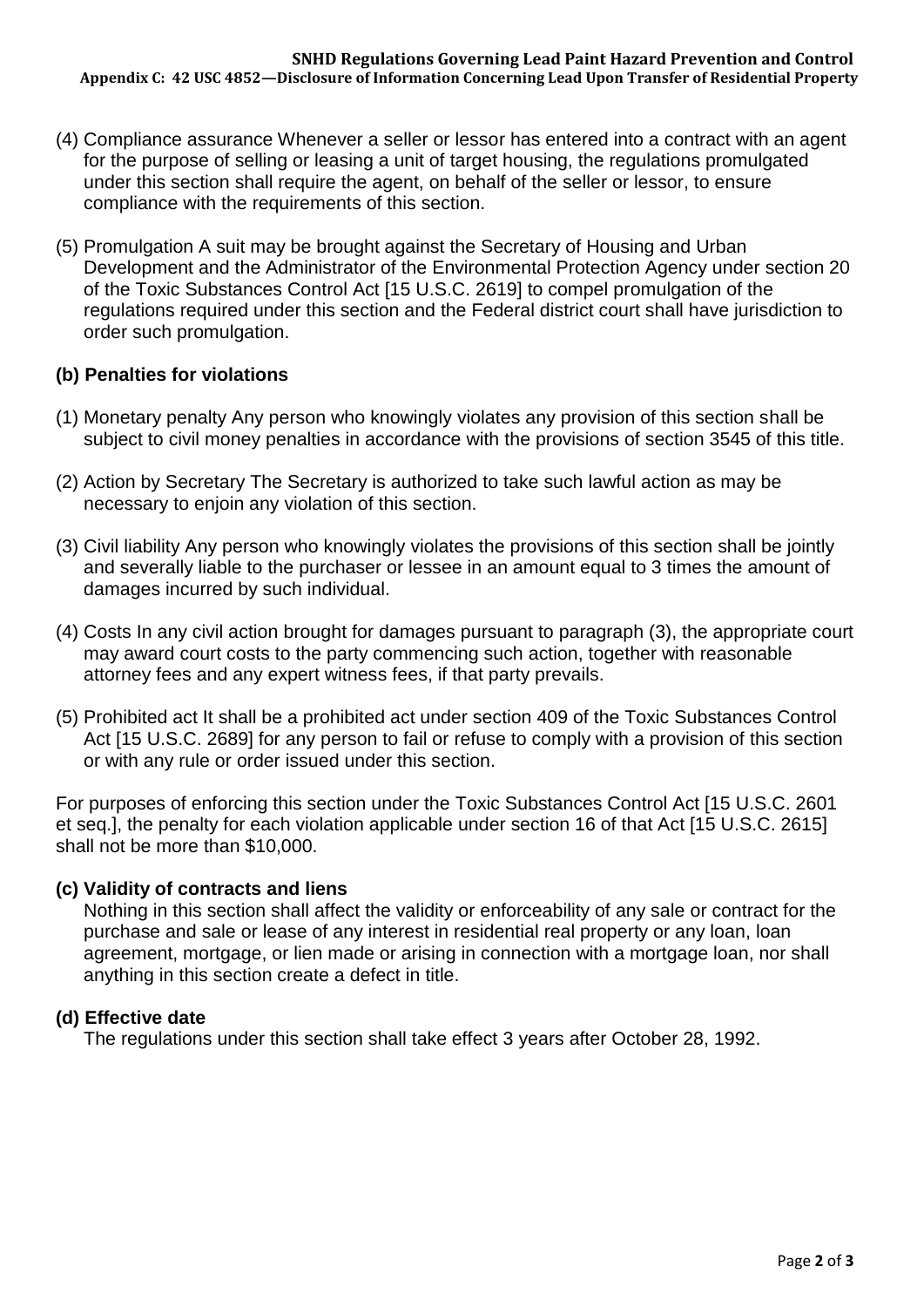(4) Compliance assurance Whenever a seller or lessor has entered into a contract with an agent for the purpose of selling or leasing a unit of target housing, the regulations promulgated under this section shall require the agent, on behalf of the seller or lessor, to ensure compliance with the requirements of this section.

(5) Promulgation A suit may be brought against the Secretary of Housing and Urban Development and the Administrator of the Environmental Protection Agency under section 20 of the Toxic Substances Control Act [15 U.S.C. 2619] to compel promulgation of the regulations required under this section and the Federal district court shall have jurisdiction to order such promulgation.

### (b) Penalties for violations

(1) Monetary penalty Any person who knowingly violates any provision of this section shall be subject to civil money penalties in accordance with the provisions of section 3545 of this title.

(2) Action by Secretary The Secretary is authorized to take such lawful action as may be necessary to enjoin any violation of this section.

(3) Civil liability Any person who knowingly violates the provisions of this section shall be jointly and severally liable to the purchaser or lessee in an amount equal to 3 times the amount of damages incurred by such individual.

(4) Costs In any civil action brought for damages pursuant to paragraph (3), the appropriate court may award court costs to the party commencing such action, together with reasonable attorney fees and any expert witness fees, if that party prevails.

(5) Prohibited act It shall be a prohibited act under section 409 of the Toxic Substances Control Act [15 U.S.C. 2689] for any person to fail or refuse to comply with a provision of this section or with any rule or order issued under this section.

For purposes of enforcing this section under the Toxic Substances Control Act [15 U.S.C. 2601 et seq.], the penalty for each violation applicable under section 16 of that Act [15 U.S.C. 2615] shall not be more than $10,000.

### (c) Validity of contracts and liens

Nothing in this section shall affect the validity or enforceability of any sale or contract for the purchase and sale or lease of any interest in residential real property or any loan, loan agreement, mortgage, or lien made or arising in connection with a mortgage loan, nor shall anything in this section create a defect in title.

### (d) Effective date

The regulations under this section shall take effect 3 years after October 28, 1992.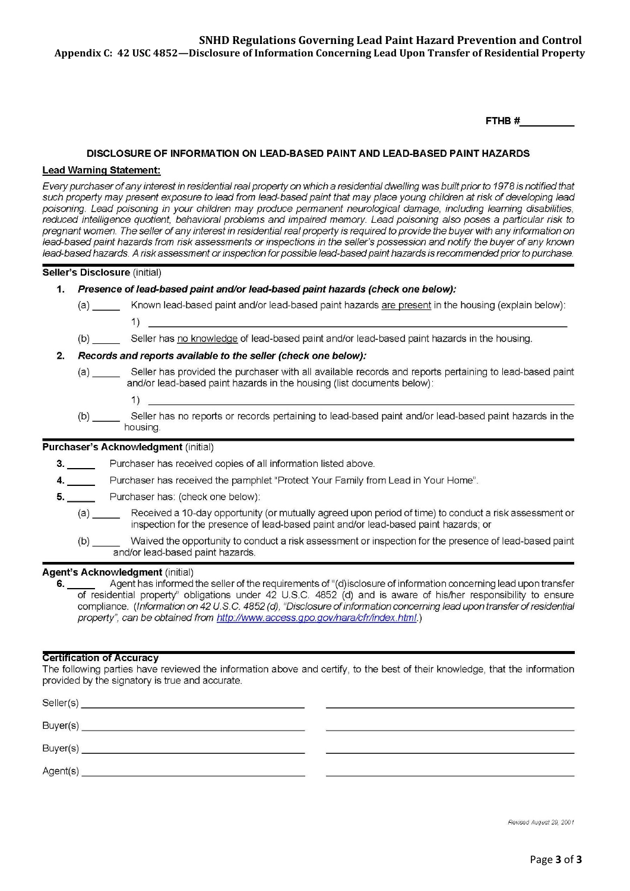FTHB #__________

### DISCLOSURE OF INFORMATION ON LEAD-BASED PAINT AND LEAD-BASED PAINT HAZARDS

**Lead Warning Statement:**

*Every purchaser of any interest in residential real property on which a residential dwelling was built prior to 1978 is notified that such property may present exposure to lead from lead-based paint that may place young children at risk of developing lead poisoning. Lead poisoning in your children may produce permanent neurological damage, including learning disabilities, reduced intelligence quotient, behavioral problems and impaired memory. Lead poisoning also poses a particular risk to pregnant women. The seller of any interest in residential real property is required to provide the buyer with any information on lead-based paint hazards from risk assessments or inspections in the seller's possession and notify the buyer of any known lead-based hazards. A risk assessment or inspection for possible lead-based paint hazards is recommended prior to purchase.*

**Seller's Disclosure** (initial)

1. ***Presence of lead-based paint and/or lead-based paint hazards (check one below):***

   (a) _____ Known lead-based paint and/or lead-based paint hazards are present in the housing (explain below):

   1) ______________________________________________________________

   (b) _____ Seller has no knowledge of lead-based paint and/or lead-based paint hazards in the housing.

2. ***Records and reports available to the seller (check one below):***

   (a) _____ Seller has provided the purchaser with all available records and reports pertaining to lead-based paint and/or lead-based paint hazards in the housing (list documents below):

   1) ______________________________________________________________

   (b) _____ Seller has no reports or records pertaining to lead-based paint and/or lead-based paint hazards in the housing.

**Purchaser's Acknowledgment** (initial)

3. _____ Purchaser has received copies of all information listed above.

4. _____ Purchaser has received the pamphlet "Protect Your Family from Lead in Your Home".

5. _____ Purchaser has: (check one below):

   (a) _____ Received a 10-day opportunity (or mutually agreed upon period of time) to conduct a risk assessment or inspection for the presence of lead-based paint and/or lead-based paint hazards; or

   (b) _____ Waived the opportunity to conduct a risk assessment or inspection for the presence of lead-based paint and/or lead-based paint hazards.

**Agent's Acknowledgment** (initial)

6. _____ Agent has informed the seller of the requirements of "(d)isclosure of information concerning lead upon transfer of residential property" obligations under 42 U.S.C. 4852 (d) and is aware of his/her responsibility to ensure compliance. (*Information on 42 U.S.C. 4852 (d), "Disclosure of information concerning lead upon transfer of residential property", can be obtained from http://www.access.gpo.gov/nara/cfr/index.html.*)

**Certification of Accuracy**

The following parties have reviewed the information above and certify, to the best of their knowledge, that the information provided by the signatory is true and accurate.

Seller(s) ______________________________ ______________________________

Buyer(s) ______________________________ ______________________________

Buyer(s) ______________________________ ______________________________

Agent(s) ______________________________ ______________________________

*Revised August 29, 2001*